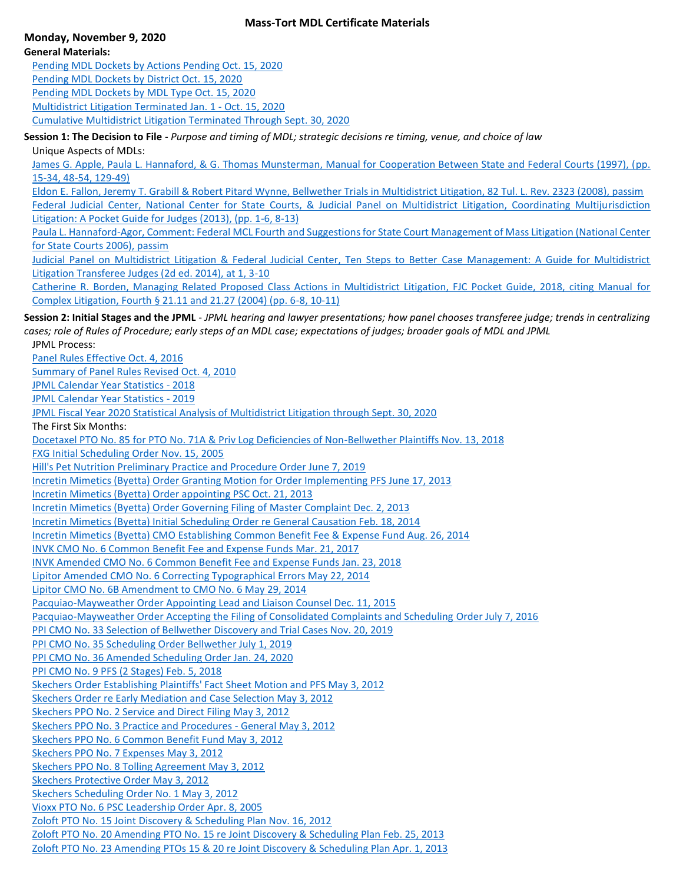# Mass-Tort MDL Certificate Materials

## Monday, November 9, 2020

**General Materials:**

- Pending MDL Dockets by Actions Pending Oct. 15, 2020
- Pending MDL Dockets by District Oct. 15, 2020
- Pending MDL Dockets by MDL Type Oct. 15, 2020
- Multidistrict Litigation Terminated Jan. 1 - Oct. 15, 2020
- Cumulative Multidistrict Litigation Terminated Through Sept. 30, 2020

**Session 1: The Decision to File** - *Purpose and timing of MDL; strategic decisions re timing, venue, and choice of law*

Unique Aspects of MDLs:

- James G. Apple, Paula L. Hannaford, & G. Thomas Munsterman, Manual for Cooperation Between State and Federal Courts (1997), (pp. 15-34, 48-54, 129-49)
- Eldon E. Fallon, Jeremy T. Grabill & Robert Pitard Wynne, Bellwether Trials in Multidistrict Litigation, 82 Tul. L. Rev. 2323 (2008), passim
- Federal Judicial Center, National Center for State Courts, & Judicial Panel on Multidistrict Litigation, Coordinating Multijurisdiction Litigation: A Pocket Guide for Judges (2013), (pp. 1-6, 8-13)
- Paula L. Hannaford-Agor, Comment: Federal MCL Fourth and Suggestions for State Court Management of Mass Litigation (National Center for State Courts 2006), passim
- Judicial Panel on Multidistrict Litigation & Federal Judicial Center, Ten Steps to Better Case Management: A Guide for Multidistrict Litigation Transferee Judges (2d ed. 2014), at 1, 3-10
- Catherine R. Borden, Managing Related Proposed Class Actions in Multidistrict Litigation, FJC Pocket Guide, 2018, citing Manual for Complex Litigation, Fourth § 21.11 and 21.27 (2004) (pp. 6-8, 10-11)

**Session 2: Initial Stages and the JPML** - *JPML hearing and lawyer presentations; how panel chooses transferee judge; trends in centralizing cases; role of Rules of Procedure; early steps of an MDL case; expectations of judges; broader goals of MDL and JPML*

JPML Process:

- Panel Rules Effective Oct. 4, 2016
- Summary of Panel Rules Revised Oct. 4, 2010
- JPML Calendar Year Statistics - 2018
- JPML Calendar Year Statistics - 2019
- JPML Fiscal Year 2020 Statistical Analysis of Multidistrict Litigation through Sept. 30, 2020

The First Six Months:

- Docetaxel PTO No. 85 for PTO No. 71A & Priv Log Deficiencies of Non-Bellwether Plaintiffs Nov. 13, 2018
- FXG Initial Scheduling Order Nov. 15, 2005
- Hill's Pet Nutrition Preliminary Practice and Procedure Order June 7, 2019
- Incretin Mimetics (Byetta) Order Granting Motion for Order Implementing PFS June 17, 2013
- Incretin Mimetics (Byetta) Order appointing PSC Oct. 21, 2013
- Incretin Mimetics (Byetta) Order Governing Filing of Master Complaint Dec. 2, 2013
- Incretin Mimetics (Byetta) Initial Scheduling Order re General Causation Feb. 18, 2014
- Incretin Mimetics (Byetta) CMO Establishing Common Benefit Fee & Expense Fund Aug. 26, 2014
- INVK CMO No. 6 Common Benefit Fee and Expense Funds Mar. 21, 2017
- INVK Amended CMO No. 6 Common Benefit Fee and Expense Funds Jan. 23, 2018
- Lipitor Amended CMO No. 6 Correcting Typographical Errors May 22, 2014
- Lipitor CMO No. 6B Amendment to CMO No. 6 May 29, 2014
- Pacquiao-Mayweather Order Appointing Lead and Liaison Counsel Dec. 11, 2015
- Pacquiao-Mayweather Order Accepting the Filing of Consolidated Complaints and Scheduling Order July 7, 2016
- PPI CMO No. 33 Selection of Bellwether Discovery and Trial Cases Nov. 20, 2019
- PPI CMO No. 35 Scheduling Order Bellwether July 1, 2019
- PPI CMO No. 36 Amended Scheduling Order Jan. 24, 2020
- PPI CMO No. 9 PFS (2 Stages) Feb. 5, 2018
- Skechers Order Establishing Plaintiffs' Fact Sheet Motion and PFS May 3, 2012
- Skechers Order re Early Mediation and Case Selection May 3, 2012
- Skechers PPO No. 2 Service and Direct Filing May 3, 2012
- Skechers PPO No. 3 Practice and Procedures - General May 3, 2012
- Skechers PPO No. 6 Common Benefit Fund May 3, 2012
- Skechers PPO No. 7 Expenses May 3, 2012
- Skechers PPO No. 8 Tolling Agreement May 3, 2012
- Skechers Protective Order May 3, 2012
- Skechers Scheduling Order No. 1 May 3, 2012
- Vioxx PTO No. 6 PSC Leadership Order Apr. 8, 2005
- Zoloft PTO No. 15 Joint Discovery & Scheduling Plan Nov. 16, 2012
- Zoloft PTO No. 20 Amending PTO No. 15 re Joint Discovery & Scheduling Plan Feb. 25, 2013
- Zoloft PTO No. 23 Amending PTOs 15 & 20 re Joint Discovery & Scheduling Plan Apr. 1, 2013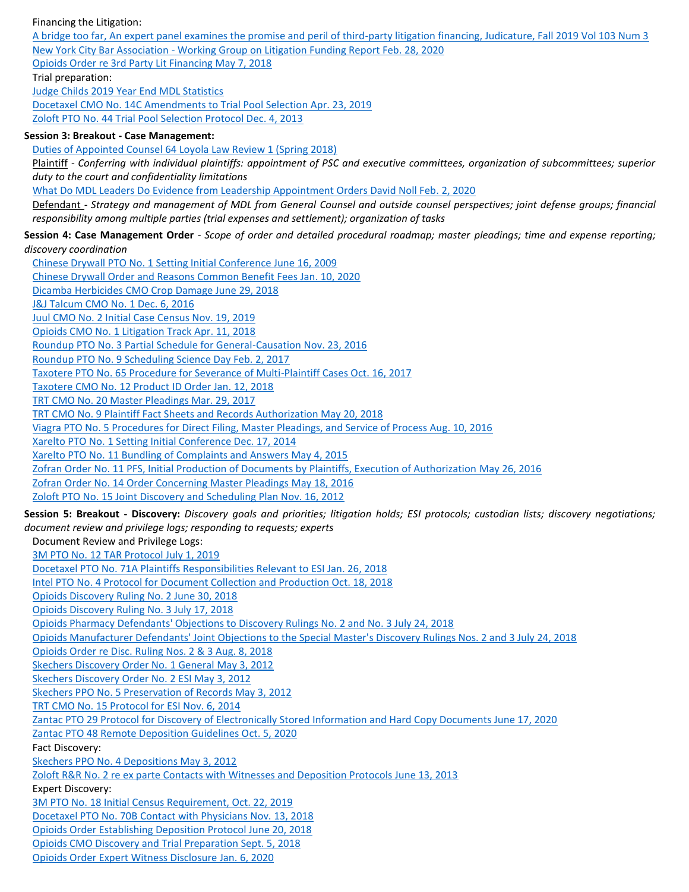Financing the Litigation:

A bridge too far, An expert panel examines the promise and peril of third-party litigation financing, Judicature, Fall 2019 Vol 103 Num 3

New York City Bar Association - Working Group on Litigation Funding Report Feb. 28, 2020

Opioids Order re 3rd Party Lit Financing May 7, 2018

Trial preparation:

Judge Childs 2019 Year End MDL Statistics

Docetaxel CMO No. 14C Amendments to Trial Pool Selection Apr. 23, 2019

Zoloft PTO No. 44 Trial Pool Selection Protocol Dec. 4, 2013

**Session 3: Breakout - Case Management:**

Duties of Appointed Counsel 64 Loyola Law Review 1 (Spring 2018)

Plaintiff - *Conferring with individual plaintiffs: appointment of PSC and executive committees, organization of subcommittees; superior duty to the court and confidentiality limitations*

What Do MDL Leaders Do Evidence from Leadership Appointment Orders David Noll Feb. 2, 2020

Defendant - *Strategy and management of MDL from General Counsel and outside counsel perspectives; joint defense groups; financial responsibility among multiple parties (trial expenses and settlement); organization of tasks*

**Session 4: Case Management Order** - *Scope of order and detailed procedural roadmap; master pleadings; time and expense reporting; discovery coordination*

Chinese Drywall PTO No. 1 Setting Initial Conference June 16, 2009

Chinese Drywall Order and Reasons Common Benefit Fees Jan. 10, 2020

Dicamba Herbicides CMO Crop Damage June 29, 2018

J&J Talcum CMO No. 1 Dec. 6, 2016

Juul CMO No. 2 Initial Case Census Nov. 19, 2019

Opioids CMO No. 1 Litigation Track Apr. 11, 2018

Roundup PTO No. 3 Partial Schedule for General-Causation Nov. 23, 2016

Roundup PTO No. 9 Scheduling Science Day Feb. 2, 2017

Taxotere PTO No. 65 Procedure for Severance of Multi-Plaintiff Cases Oct. 16, 2017

Taxotere CMO No. 12 Product ID Order Jan. 12, 2018

TRT CMO No. 20 Master Pleadings Mar. 29, 2017

TRT CMO No. 9 Plaintiff Fact Sheets and Records Authorization May 20, 2018

Viagra PTO No. 5 Procedures for Direct Filing, Master Pleadings, and Service of Process Aug. 10, 2016

Xarelto PTO No. 1 Setting Initial Conference Dec. 17, 2014

Xarelto PTO No. 11 Bundling of Complaints and Answers May 4, 2015

Zofran Order No. 11 PFS, Initial Production of Documents by Plaintiffs, Execution of Authorization May 26, 2016

Zofran Order No. 14 Order Concerning Master Pleadings May 18, 2016

Zoloft PTO No. 15 Joint Discovery and Scheduling Plan Nov. 16, 2012

**Session 5: Breakout - Discovery:** *Discovery goals and priorities; litigation holds; ESI protocols; custodian lists; discovery negotiations; document review and privilege logs; responding to requests; experts*

Document Review and Privilege Logs:

3M PTO No. 12 TAR Protocol July 1, 2019

Docetaxel PTO No. 71A Plaintiffs Responsibilities Relevant to ESI Jan. 26, 2018

Intel PTO No. 4 Protocol for Document Collection and Production Oct. 18, 2018

Opioids Discovery Ruling No. 2 June 30, 2018

Opioids Discovery Ruling No. 3 July 17, 2018

Opioids Pharmacy Defendants' Objections to Discovery Rulings No. 2 and No. 3 July 24, 2018

Opioids Manufacturer Defendants' Joint Objections to the Special Master's Discovery Rulings Nos. 2 and 3 July 24, 2018

Opioids Order re Disc. Ruling Nos. 2 & 3 Aug. 8, 2018

Skechers Discovery Order No. 1 General May 3, 2012

Skechers Discovery Order No. 2 ESI May 3, 2012

Skechers PPO No. 5 Preservation of Records May 3, 2012

TRT CMO No. 15 Protocol for ESI Nov. 6, 2014

Zantac PTO 29 Protocol for Discovery of Electronically Stored Information and Hard Copy Documents June 17, 2020

Zantac PTO 48 Remote Deposition Guidelines Oct. 5, 2020

Fact Discovery:

Skechers PPO No. 4 Depositions May 3, 2012

Zoloft R&R No. 2 re ex parte Contacts with Witnesses and Deposition Protocols June 13, 2013

Expert Discovery:

3M PTO No. 18 Initial Census Requirement, Oct. 22, 2019

Docetaxel PTO No. 70B Contact with Physicians Nov. 13, 2018

Opioids Order Establishing Deposition Protocol June 20, 2018

Opioids CMO Discovery and Trial Preparation Sept. 5, 2018

Opioids Order Expert Witness Disclosure Jan. 6, 2020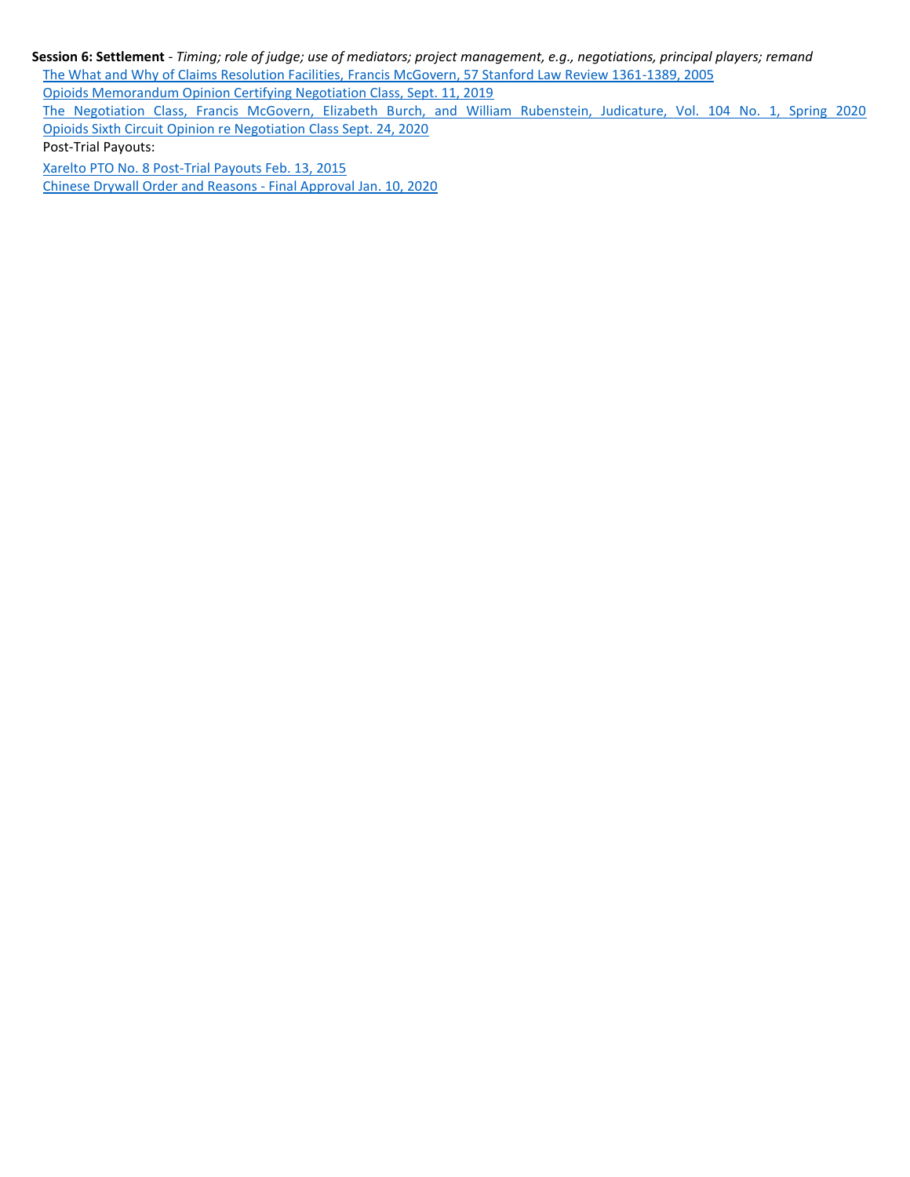**Session 6: Settlement** - *Timing; role of judge; use of mediators; project management, e.g., negotiations, principal players; remand*

The What and Why of Claims Resolution Facilities, Francis McGovern, 57 Stanford Law Review 1361-1389, 2005

Opioids Memorandum Opinion Certifying Negotiation Class, Sept. 11, 2019

The Negotiation Class, Francis McGovern, Elizabeth Burch, and William Rubenstein, Judicature, Vol. 104 No. 1, Spring 2020

Opioids Sixth Circuit Opinion re Negotiation Class Sept. 24, 2020

Post-Trial Payouts:

Xarelto PTO No. 8 Post-Trial Payouts Feb. 13, 2015

Chinese Drywall Order and Reasons - Final Approval Jan. 10, 2020